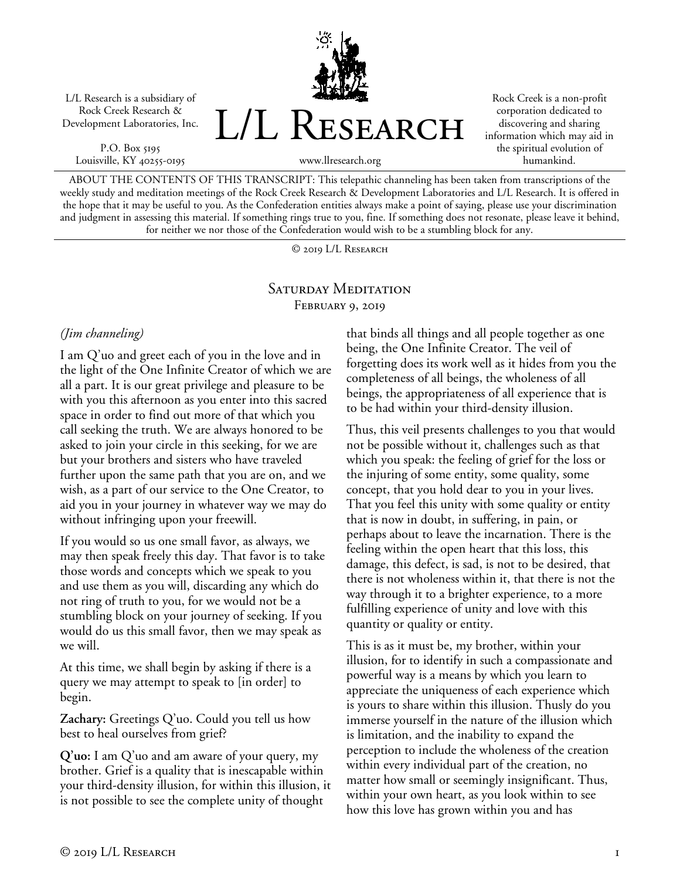L/L Research is a subsidiary of Rock Creek Research & Development Laboratories, Inc.

P.O. Box 5195
Louisville, KY 40255-0195

# L/L Research

www.llresearch.org

Rock Creek is a non-profit corporation dedicated to discovering and sharing information which may aid in the spiritual evolution of humankind.

ABOUT THE CONTENTS OF THIS TRANSCRIPT: This telepathic channeling has been taken from transcriptions of the weekly study and meditation meetings of the Rock Creek Research & Development Laboratories and L/L Research. It is offered in the hope that it may be useful to you. As the Confederation entities always make a point of saying, please use your discrimination and judgment in assessing this material. If something rings true to you, fine. If something does not resonate, please leave it behind, for neither we nor those of the Confederation would wish to be a stumbling block for any.

© 2019 L/L Research

## Saturday Meditation
### February 9, 2019

*(Jim channeling)*

I am Q'uo and greet each of you in the love and in the light of the One Infinite Creator of which we are all a part. It is our great privilege and pleasure to be with you this afternoon as you enter into this sacred space in order to find out more of that which you call seeking the truth. We are always honored to be asked to join your circle in this seeking, for we are but your brothers and sisters who have traveled further upon the same path that you are on, and we wish, as a part of our service to the One Creator, to aid you in your journey in whatever way we may do without infringing upon your freewill.

If you would so us one small favor, as always, we may then speak freely this day. That favor is to take those words and concepts which we speak to you and use them as you will, discarding any which do not ring of truth to you, for we would not be a stumbling block on your journey of seeking. If you would do us this small favor, then we may speak as we will.

At this time, we shall begin by asking if there is a query we may attempt to speak to [in order] to begin.

**Zachary:** Greetings Q'uo. Could you tell us how best to heal ourselves from grief?

**Q'uo:** I am Q'uo and am aware of your query, my brother. Grief is a quality that is inescapable within your third-density illusion, for within this illusion, it is not possible to see the complete unity of thought that binds all things and all people together as one being, the One Infinite Creator. The veil of forgetting does its work well as it hides from you the completeness of all beings, the wholeness of all beings, the appropriateness of all experience that is to be had within your third-density illusion.

Thus, this veil presents challenges to you that would not be possible without it, challenges such as that which you speak: the feeling of grief for the loss or the injuring of some entity, some quality, some concept, that you hold dear to you in your lives. That you feel this unity with some quality or entity that is now in doubt, in suffering, in pain, or perhaps about to leave the incarnation. There is the feeling within the open heart that this loss, this damage, this defect, is sad, is not to be desired, that there is not wholeness within it, that there is not the way through it to a brighter experience, to a more fulfilling experience of unity and love with this quantity or quality or entity.

This is as it must be, my brother, within your illusion, for to identify in such a compassionate and powerful way is a means by which you learn to appreciate the uniqueness of each experience which is yours to share within this illusion. Thusly do you immerse yourself in the nature of the illusion which is limitation, and the inability to expand the perception to include the wholeness of the creation within every individual part of the creation, no matter how small or seemingly insignificant. Thus, within your own heart, as you look within to see how this love has grown within you and has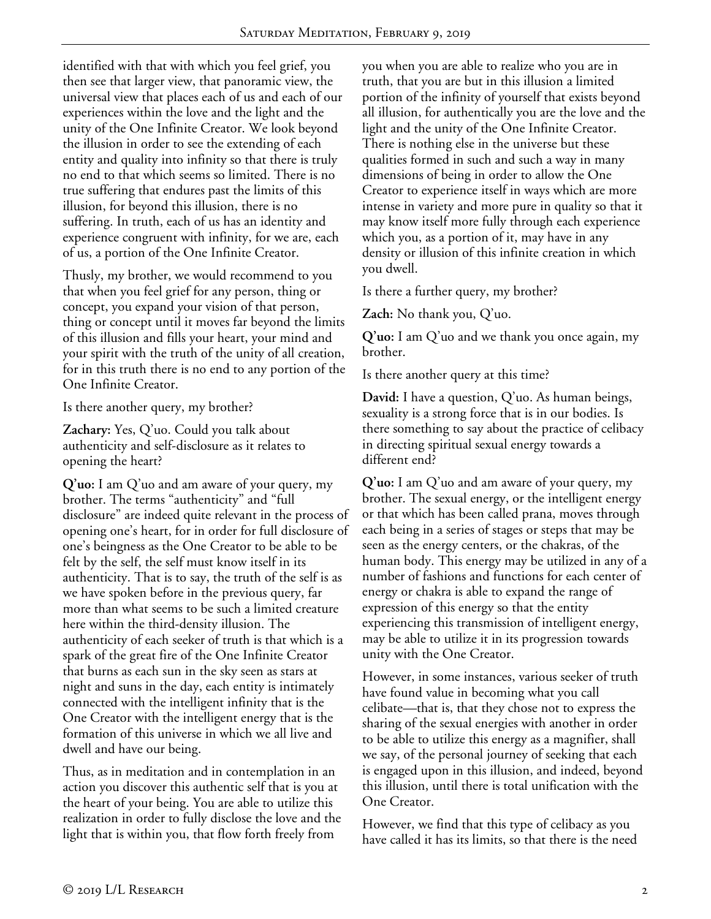identified with that with which you feel grief, you then see that larger view, that panoramic view, the universal view that places each of us and each of our experiences within the love and the light and the unity of the One Infinite Creator. We look beyond the illusion in order to see the extending of each entity and quality into infinity so that there is truly no end to that which seems so limited. There is no true suffering that endures past the limits of this illusion, for beyond this illusion, there is no suffering. In truth, each of us has an identity and experience congruent with infinity, for we are, each of us, a portion of the One Infinite Creator.

Thusly, my brother, we would recommend to you that when you feel grief for any person, thing or concept, you expand your vision of that person, thing or concept until it moves far beyond the limits of this illusion and fills your heart, your mind and your spirit with the truth of the unity of all creation, for in this truth there is no end to any portion of the One Infinite Creator.

Is there another query, my brother?

**Zachary:** Yes, Q'uo. Could you talk about authenticity and self-disclosure as it relates to opening the heart?

**Q'uo:** I am Q'uo and am aware of your query, my brother. The terms "authenticity" and "full disclosure" are indeed quite relevant in the process of opening one's heart, for in order for full disclosure of one's beingness as the One Creator to be able to be felt by the self, the self must know itself in its authenticity. That is to say, the truth of the self is as we have spoken before in the previous query, far more than what seems to be such a limited creature here within the third-density illusion. The authenticity of each seeker of truth is that which is a spark of the great fire of the One Infinite Creator that burns as each sun in the sky seen as stars at night and suns in the day, each entity is intimately connected with the intelligent infinity that is the One Creator with the intelligent energy that is the formation of this universe in which we all live and dwell and have our being.

Thus, as in meditation and in contemplation in an action you discover this authentic self that is you at the heart of your being. You are able to utilize this realization in order to fully disclose the love and the light that is within you, that flow forth freely from you when you are able to realize who you are in truth, that you are but in this illusion a limited portion of the infinity of yourself that exists beyond all illusion, for authentically you are the love and the light and the unity of the One Infinite Creator. There is nothing else in the universe but these qualities formed in such and such a way in many dimensions of being in order to allow the One Creator to experience itself in ways which are more intense in variety and more pure in quality so that it may know itself more fully through each experience which you, as a portion of it, may have in any density or illusion of this infinite creation in which you dwell.

Is there a further query, my brother?

**Zach:** No thank you, Q'uo.

**Q'uo:** I am Q'uo and we thank you once again, my brother.

Is there another query at this time?

**David:** I have a question, Q'uo. As human beings, sexuality is a strong force that is in our bodies. Is there something to say about the practice of celibacy in directing spiritual sexual energy towards a different end?

**Q'uo:** I am Q'uo and am aware of your query, my brother. The sexual energy, or the intelligent energy or that which has been called prana, moves through each being in a series of stages or steps that may be seen as the energy centers, or the chakras, of the human body. This energy may be utilized in any of a number of fashions and functions for each center of energy or chakra is able to expand the range of expression of this energy so that the entity experiencing this transmission of intelligent energy, may be able to utilize it in its progression towards unity with the One Creator.

However, in some instances, various seeker of truth have found value in becoming what you call celibate—that is, that they chose not to express the sharing of the sexual energies with another in order to be able to utilize this energy as a magnifier, shall we say, of the personal journey of seeking that each is engaged upon in this illusion, and indeed, beyond this illusion, until there is total unification with the One Creator.

However, we find that this type of celibacy as you have called it has its limits, so that there is the need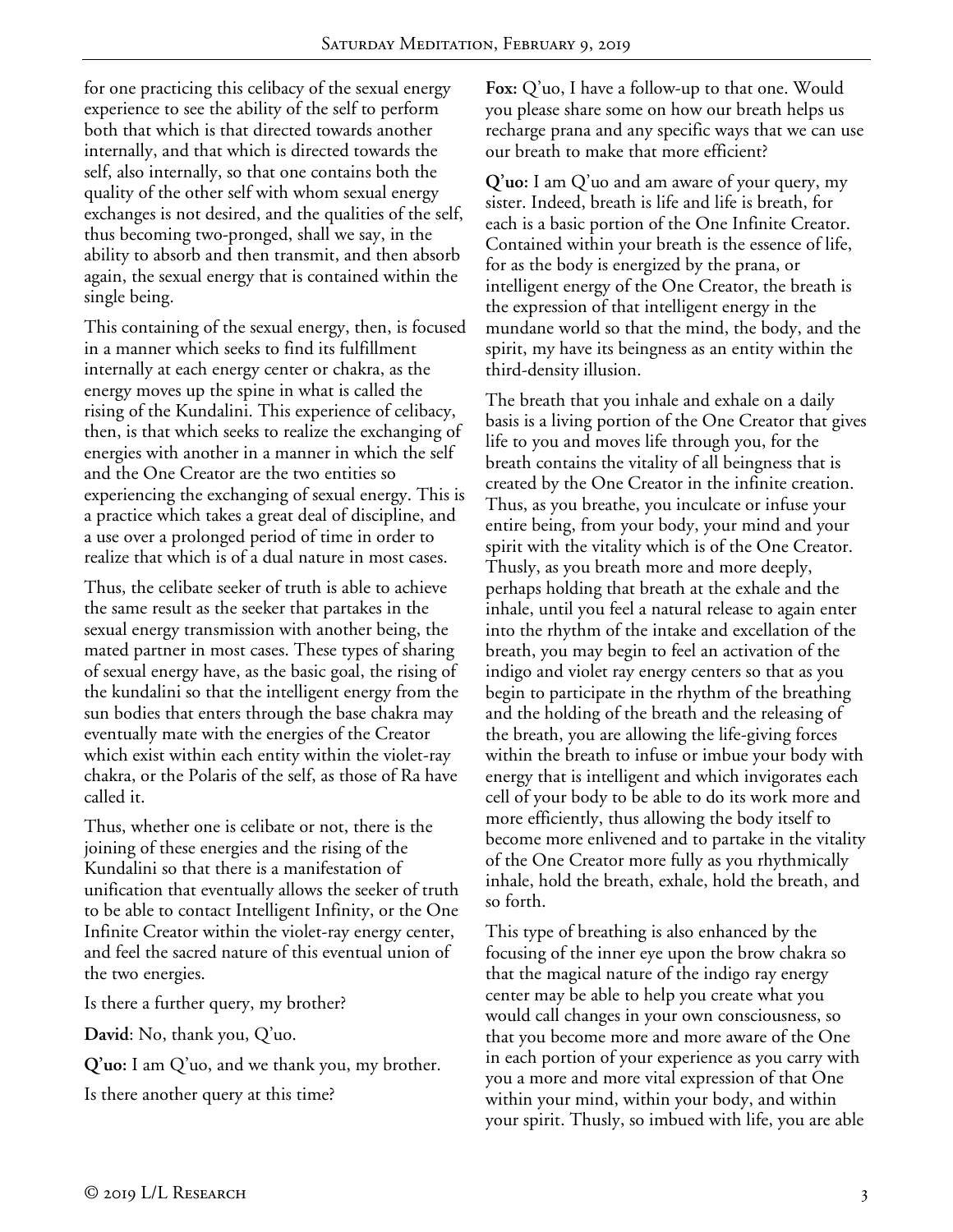for one practicing this celibacy of the sexual energy experience to see the ability of the self to perform both that which is that directed towards another internally, and that which is directed towards the self, also internally, so that one contains both the quality of the other self with whom sexual energy exchanges is not desired, and the qualities of the self, thus becoming two-pronged, shall we say, in the ability to absorb and then transmit, and then absorb again, the sexual energy that is contained within the single being.

This containing of the sexual energy, then, is focused in a manner which seeks to find its fulfillment internally at each energy center or chakra, as the energy moves up the spine in what is called the rising of the Kundalini. This experience of celibacy, then, is that which seeks to realize the exchanging of energies with another in a manner in which the self and the One Creator are the two entities so experiencing the exchanging of sexual energy. This is a practice which takes a great deal of discipline, and a use over a prolonged period of time in order to realize that which is of a dual nature in most cases.

Thus, the celibate seeker of truth is able to achieve the same result as the seeker that partakes in the sexual energy transmission with another being, the mated partner in most cases. These types of sharing of sexual energy have, as the basic goal, the rising of the kundalini so that the intelligent energy from the sun bodies that enters through the base chakra may eventually mate with the energies of the Creator which exist within each entity within the violet-ray chakra, or the Polaris of the self, as those of Ra have called it.

Thus, whether one is celibate or not, there is the joining of these energies and the rising of the Kundalini so that there is a manifestation of unification that eventually allows the seeker of truth to be able to contact Intelligent Infinity, or the One Infinite Creator within the violet-ray energy center, and feel the sacred nature of this eventual union of the two energies.

Is there a further query, my brother?

**David**: No, thank you, Q'uo.

**Q'uo:** I am Q'uo, and we thank you, my brother.

Is there another query at this time?

**Fox:** Q'uo, I have a follow-up to that one. Would you please share some on how our breath helps us recharge prana and any specific ways that we can use our breath to make that more efficient?

**Q'uo:** I am Q'uo and am aware of your query, my sister. Indeed, breath is life and life is breath, for each is a basic portion of the One Infinite Creator. Contained within your breath is the essence of life, for as the body is energized by the prana, or intelligent energy of the One Creator, the breath is the expression of that intelligent energy in the mundane world so that the mind, the body, and the spirit, my have its beingness as an entity within the third-density illusion.

The breath that you inhale and exhale on a daily basis is a living portion of the One Creator that gives life to you and moves life through you, for the breath contains the vitality of all beingness that is created by the One Creator in the infinite creation. Thus, as you breathe, you inculcate or infuse your entire being, from your body, your mind and your spirit with the vitality which is of the One Creator. Thusly, as you breath more and more deeply, perhaps holding that breath at the exhale and the inhale, until you feel a natural release to again enter into the rhythm of the intake and excellation of the breath, you may begin to feel an activation of the indigo and violet ray energy centers so that as you begin to participate in the rhythm of the breathing and the holding of the breath and the releasing of the breath, you are allowing the life-giving forces within the breath to infuse or imbue your body with energy that is intelligent and which invigorates each cell of your body to be able to do its work more and more efficiently, thus allowing the body itself to become more enlivened and to partake in the vitality of the One Creator more fully as you rhythmically inhale, hold the breath, exhale, hold the breath, and so forth.

This type of breathing is also enhanced by the focusing of the inner eye upon the brow chakra so that the magical nature of the indigo ray energy center may be able to help you create what you would call changes in your own consciousness, so that you become more and more aware of the One in each portion of your experience as you carry with you a more and more vital expression of that One within your mind, within your body, and within your spirit. Thusly, so imbued with life, you are able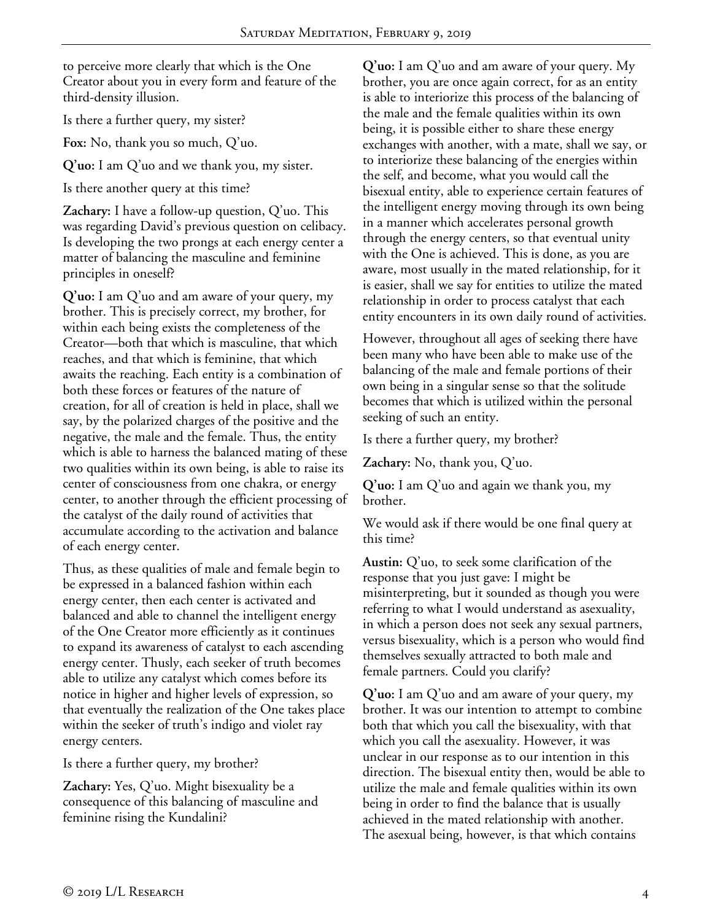to perceive more clearly that which is the One Creator about you in every form and feature of the third-density illusion.

Is there a further query, my sister?

**Fox:** No, thank you so much, Q'uo.

**Q'uo:** I am Q'uo and we thank you, my sister.

Is there another query at this time?

**Zachary:** I have a follow-up question, Q'uo. This was regarding David's previous question on celibacy. Is developing the two prongs at each energy center a matter of balancing the masculine and feminine principles in oneself?

**Q'uo:** I am Q'uo and am aware of your query, my brother. This is precisely correct, my brother, for within each being exists the completeness of the Creator—both that which is masculine, that which reaches, and that which is feminine, that which awaits the reaching. Each entity is a combination of both these forces or features of the nature of creation, for all of creation is held in place, shall we say, by the polarized charges of the positive and the negative, the male and the female. Thus, the entity which is able to harness the balanced mating of these two qualities within its own being, is able to raise its center of consciousness from one chakra, or energy center, to another through the efficient processing of the catalyst of the daily round of activities that accumulate according to the activation and balance of each energy center.

Thus, as these qualities of male and female begin to be expressed in a balanced fashion within each energy center, then each center is activated and balanced and able to channel the intelligent energy of the One Creator more efficiently as it continues to expand its awareness of catalyst to each ascending energy center. Thusly, each seeker of truth becomes able to utilize any catalyst which comes before its notice in higher and higher levels of expression, so that eventually the realization of the One takes place within the seeker of truth's indigo and violet ray energy centers.

Is there a further query, my brother?

**Zachary:** Yes, Q'uo. Might bisexuality be a consequence of this balancing of masculine and feminine rising the Kundalini?

**Q'uo:** I am Q'uo and am aware of your query. My brother, you are once again correct, for as an entity is able to interiorize this process of the balancing of the male and the female qualities within its own being, it is possible either to share these energy exchanges with another, with a mate, shall we say, or to interiorize these balancing of the energies within the self, and become, what you would call the bisexual entity, able to experience certain features of the intelligent energy moving through its own being in a manner which accelerates personal growth through the energy centers, so that eventual unity with the One is achieved. This is done, as you are aware, most usually in the mated relationship, for it is easier, shall we say for entities to utilize the mated relationship in order to process catalyst that each entity encounters in its own daily round of activities.

However, throughout all ages of seeking there have been many who have been able to make use of the balancing of the male and female portions of their own being in a singular sense so that the solitude becomes that which is utilized within the personal seeking of such an entity.

Is there a further query, my brother?

**Zachary:** No, thank you, Q'uo.

**Q'uo:** I am Q'uo and again we thank you, my brother.

We would ask if there would be one final query at this time?

**Austin:** Q'uo, to seek some clarification of the response that you just gave: I might be misinterpreting, but it sounded as though you were referring to what I would understand as asexuality, in which a person does not seek any sexual partners, versus bisexuality, which is a person who would find themselves sexually attracted to both male and female partners. Could you clarify?

**Q'uo:** I am Q'uo and am aware of your query, my brother. It was our intention to attempt to combine both that which you call the bisexuality, with that which you call the asexuality. However, it was unclear in our response as to our intention in this direction. The bisexual entity then, would be able to utilize the male and female qualities within its own being in order to find the balance that is usually achieved in the mated relationship with another. The asexual being, however, is that which contains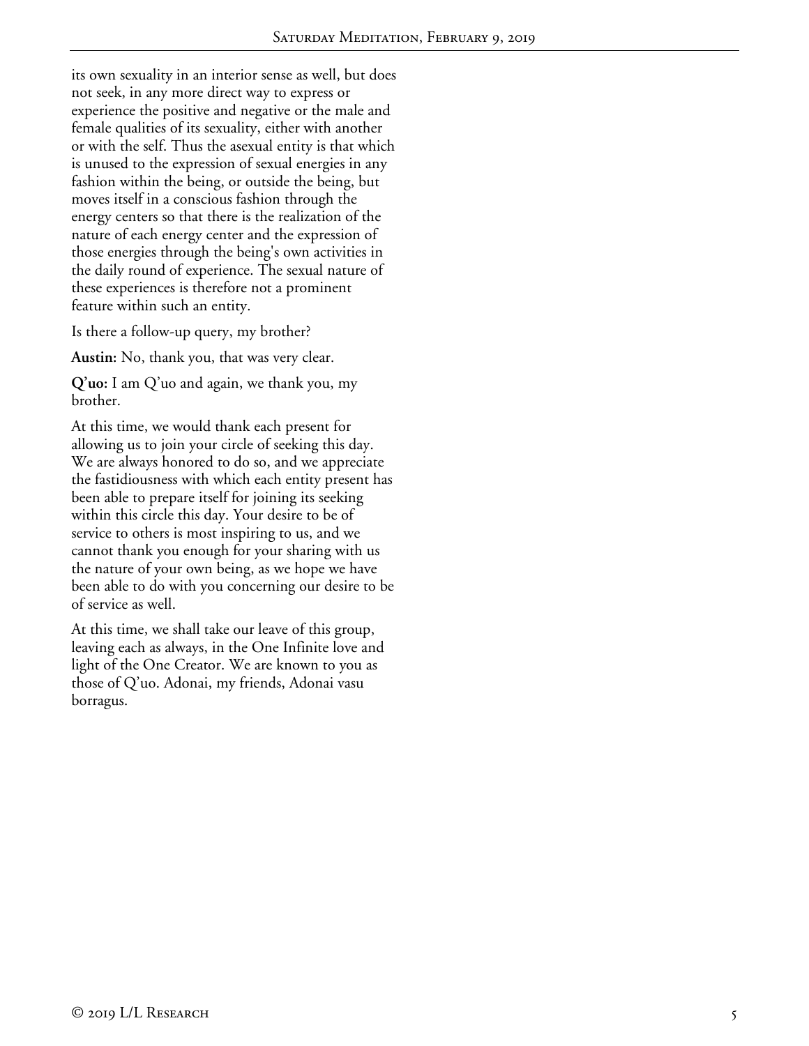its own sexuality in an interior sense as well, but does not seek, in any more direct way to express or experience the positive and negative or the male and female qualities of its sexuality, either with another or with the self. Thus the asexual entity is that which is unused to the expression of sexual energies in any fashion within the being, or outside the being, but moves itself in a conscious fashion through the energy centers so that there is the realization of the nature of each energy center and the expression of those energies through the being's own activities in the daily round of experience. The sexual nature of these experiences is therefore not a prominent feature within such an entity.

Is there a follow-up query, my brother?

**Austin:** No, thank you, that was very clear.

**Q'uo:** I am Q'uo and again, we thank you, my brother.

At this time, we would thank each present for allowing us to join your circle of seeking this day. We are always honored to do so, and we appreciate the fastidiousness with which each entity present has been able to prepare itself for joining its seeking within this circle this day. Your desire to be of service to others is most inspiring to us, and we cannot thank you enough for your sharing with us the nature of your own being, as we hope we have been able to do with you concerning our desire to be of service as well.

At this time, we shall take our leave of this group, leaving each as always, in the One Infinite love and light of the One Creator. We are known to you as those of Q'uo. Adonai, my friends, Adonai vasu borragus.